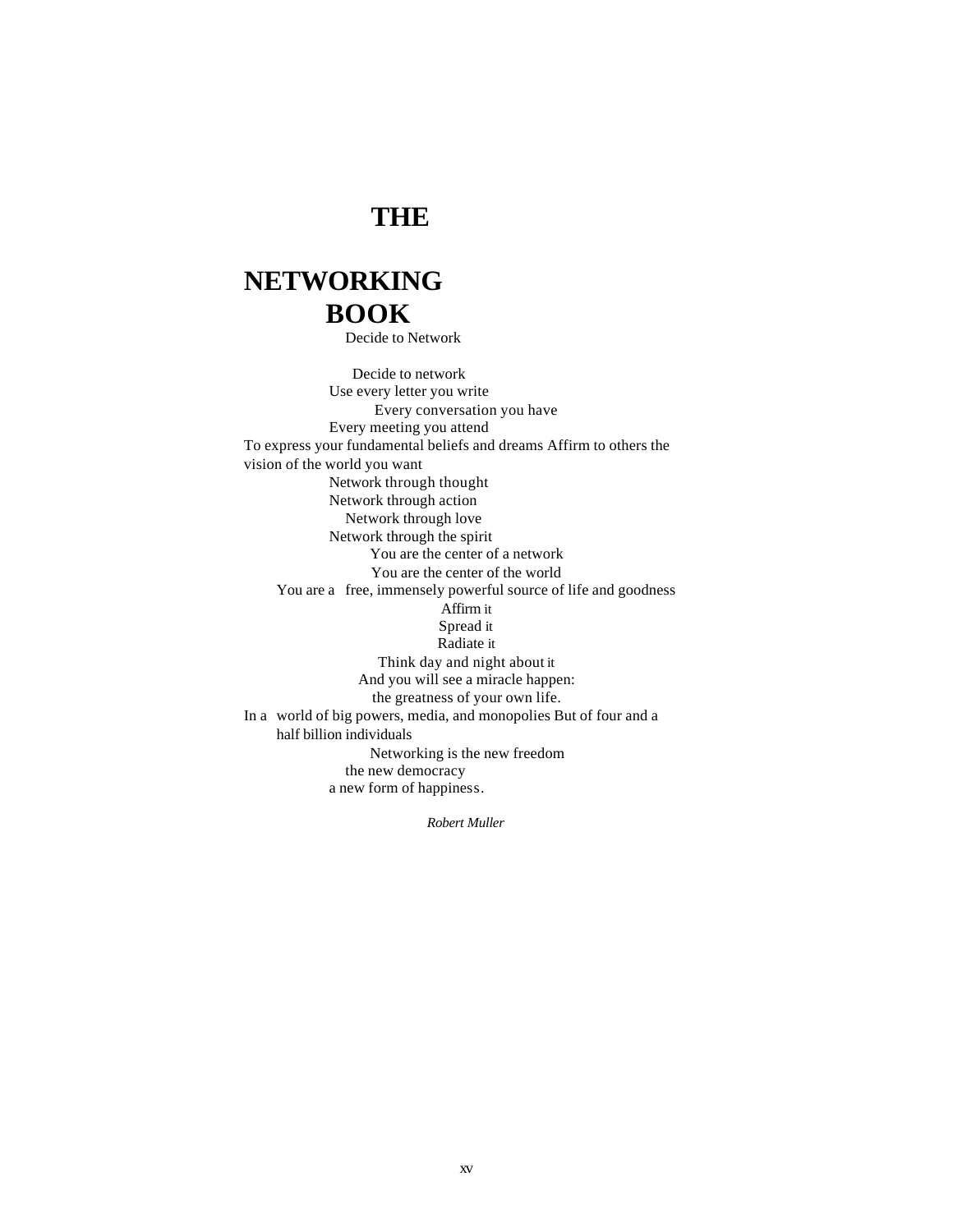# THE NETWORKING BOOK

Decide to Network

Decide to network
Use every letter you write
Every conversation you have
Every meeting you attend
To express your fundamental beliefs and dreams Affirm to others the vision of the world you want
Network through thought
Network through action
Network through love
Network through the spirit
You are the center of a network
You are the center of the world
You are a free, immensely powerful source of life and goodness
Affirm it
Spread it
Radiate it
Think day and night about it
And you will see a miracle happen:
the greatness of your own life.
In a world of big powers, media, and monopolies But of four and a half billion individuals
Networking is the new freedom
the new democracy
a new form of happiness.

*Robert Muller*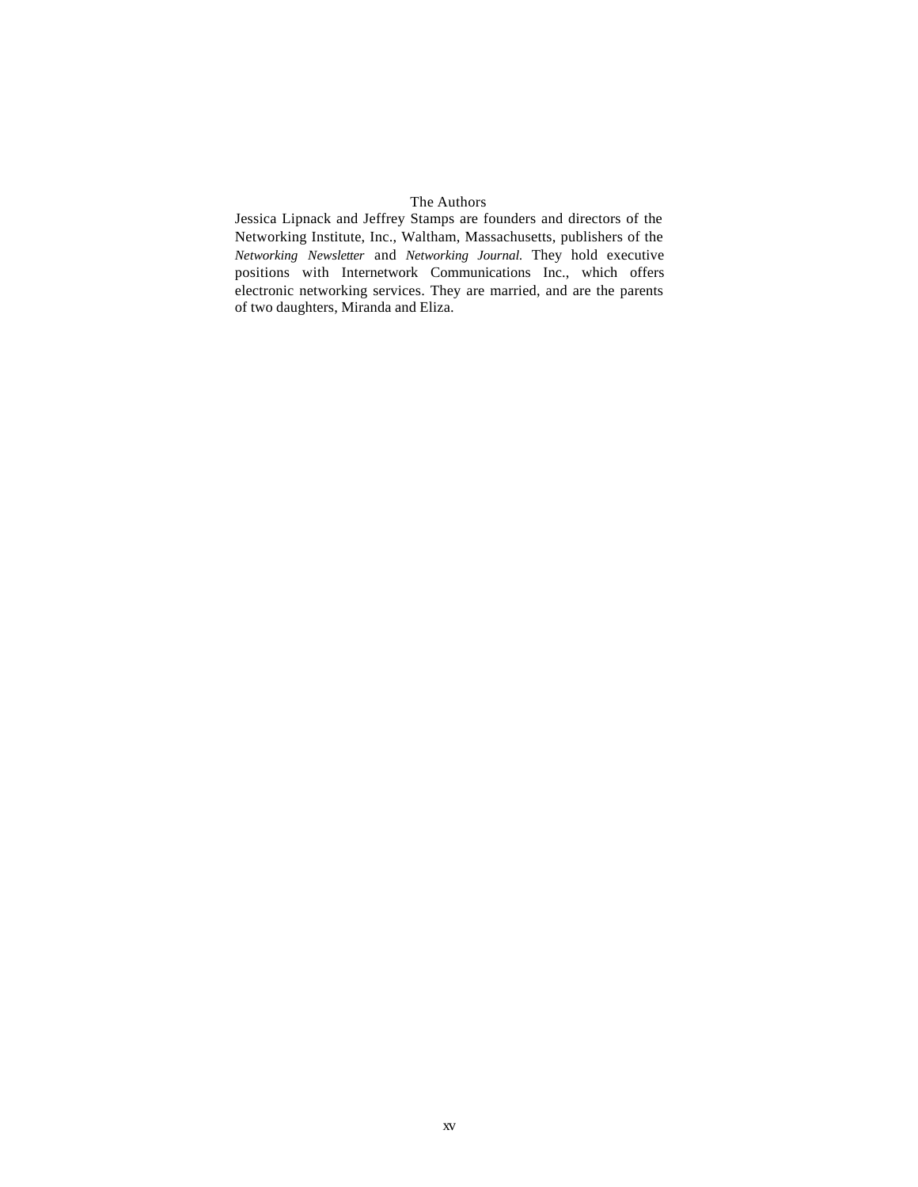# The Authors

Jessica Lipnack and Jeffrey Stamps are founders and directors of the Networking Institute, Inc., Waltham, Massachusetts, publishers of the *Networking Newsletter* and *Networking Journal.* They hold executive positions with Internetwork Communications Inc., which offers electronic networking services. They are married, and are the parents of two daughters, Miranda and Eliza.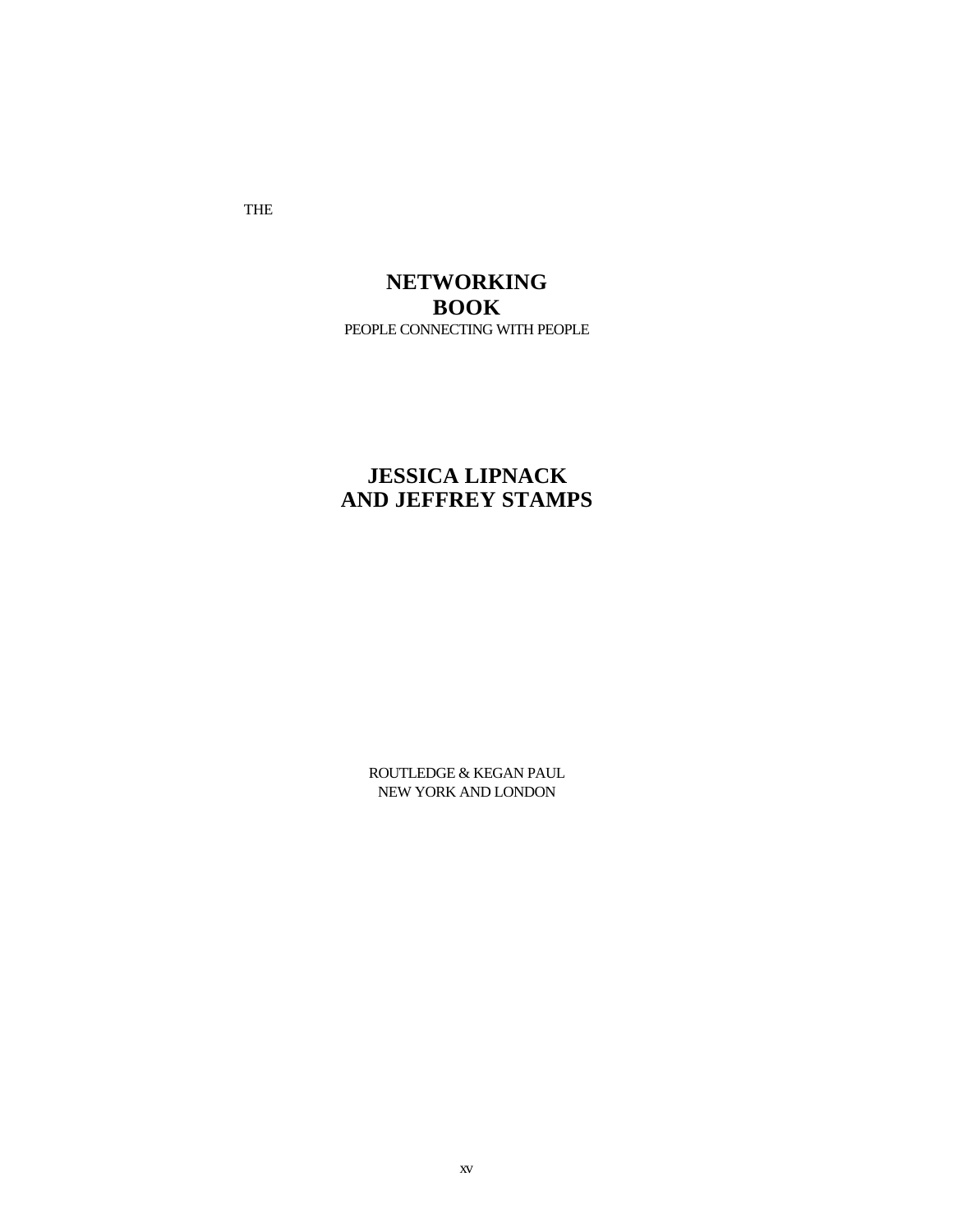THE

# NETWORKING BOOK

PEOPLE CONNECTING WITH PEOPLE

## JESSICA LIPNACK AND JEFFREY STAMPS

ROUTLEDGE & KEGAN PAUL
NEW YORK AND LONDON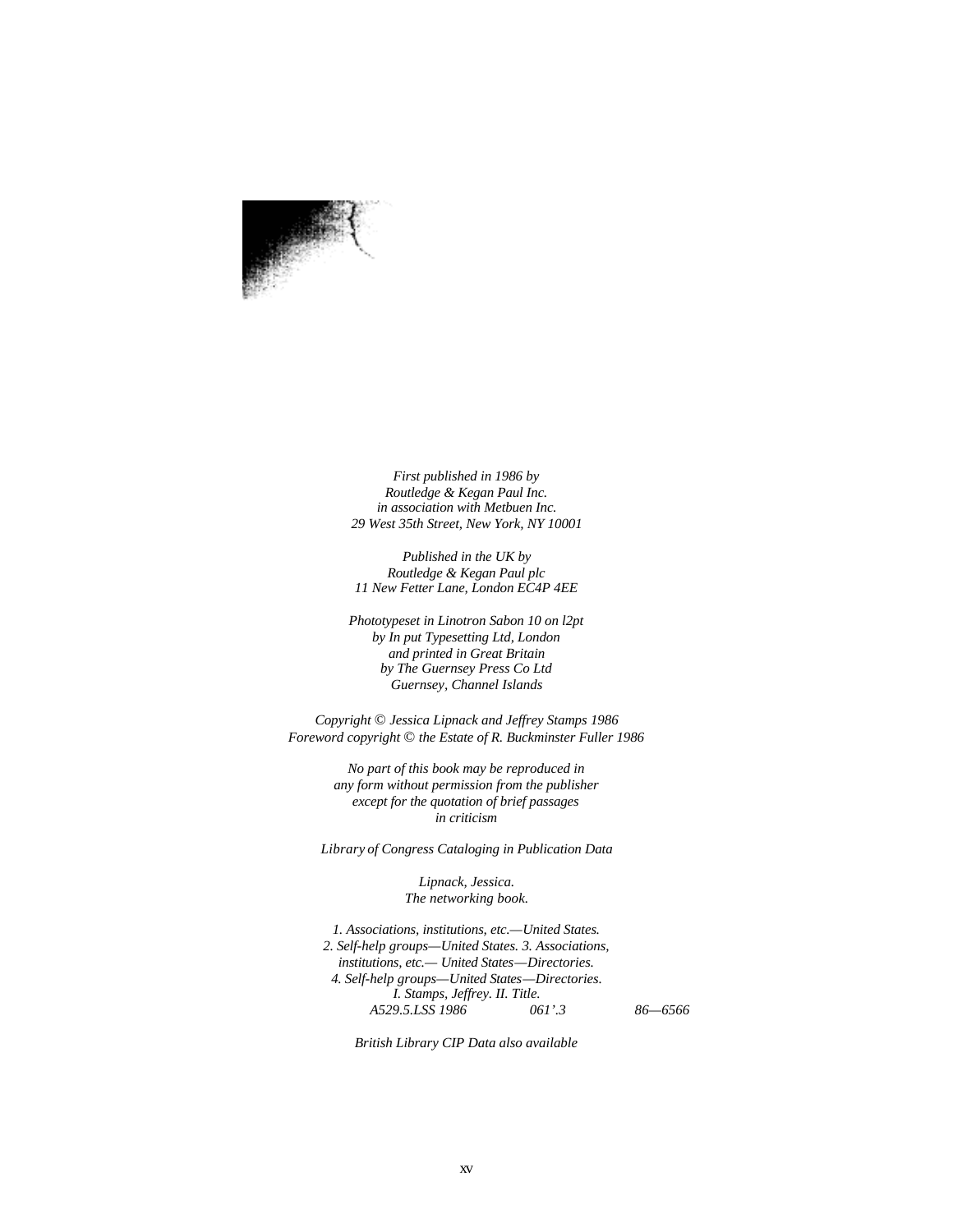*First published in 1986 by*
*Routledge & Kegan Paul Inc.*
*in association with Metbuen Inc.*
*29 West 35th Street, New York, NY 10001*

*Published in the UK by*
*Routledge & Kegan Paul plc*
*11 New Fetter Lane, London EC4P 4EE*

*Phototypeset in Linotron Sabon 10 on l2pt*
*by In put Typesetting Ltd, London*
*and printed in Great Britain*
*by The Guernsey Press Co Ltd*
*Guernsey, Channel Islands*

*Copyright © Jessica Lipnack and Jeffrey Stamps 1986*
*Foreword copyright © the Estate of R. Buckminster Fuller 1986*

*No part of this book may be reproduced in*
*any form without permission from the publisher*
*except for the quotation of brief passages*
*in criticism*

*Library of Congress Cataloging in Publication Data*

*Lipnack, Jessica.*
*The networking book.*

*1. Associations, institutions, etc.—United States.*
*2. Self-help groups—United States. 3. Associations,*
*institutions, etc.— United States—Directories.*
*4. Self-help groups—United States—Directories.*
*I. Stamps, Jeffrey. II. Title.*
*A529.5.LSS 1986 061'.3 86—6566*

*British Library CIP Data also available*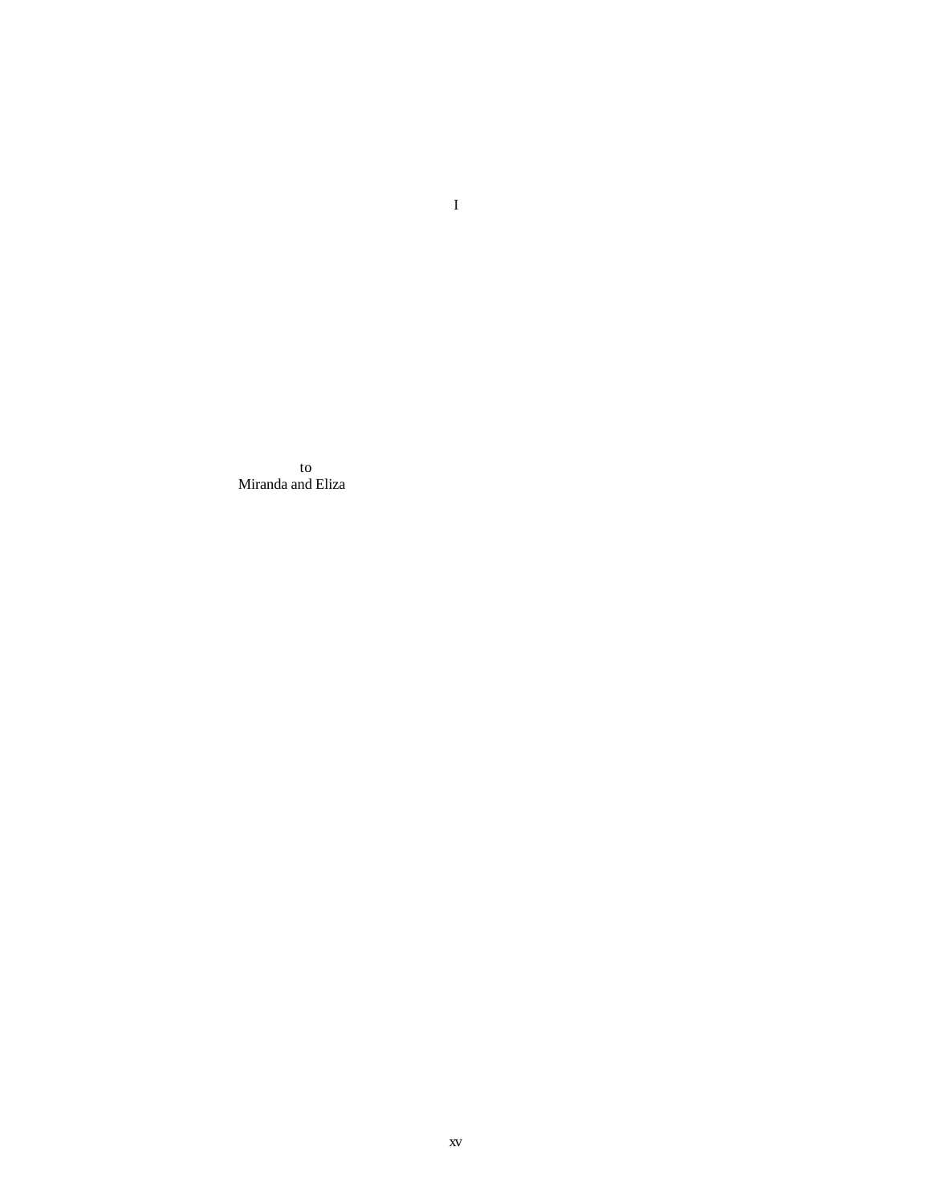I

to
Miranda and Eliza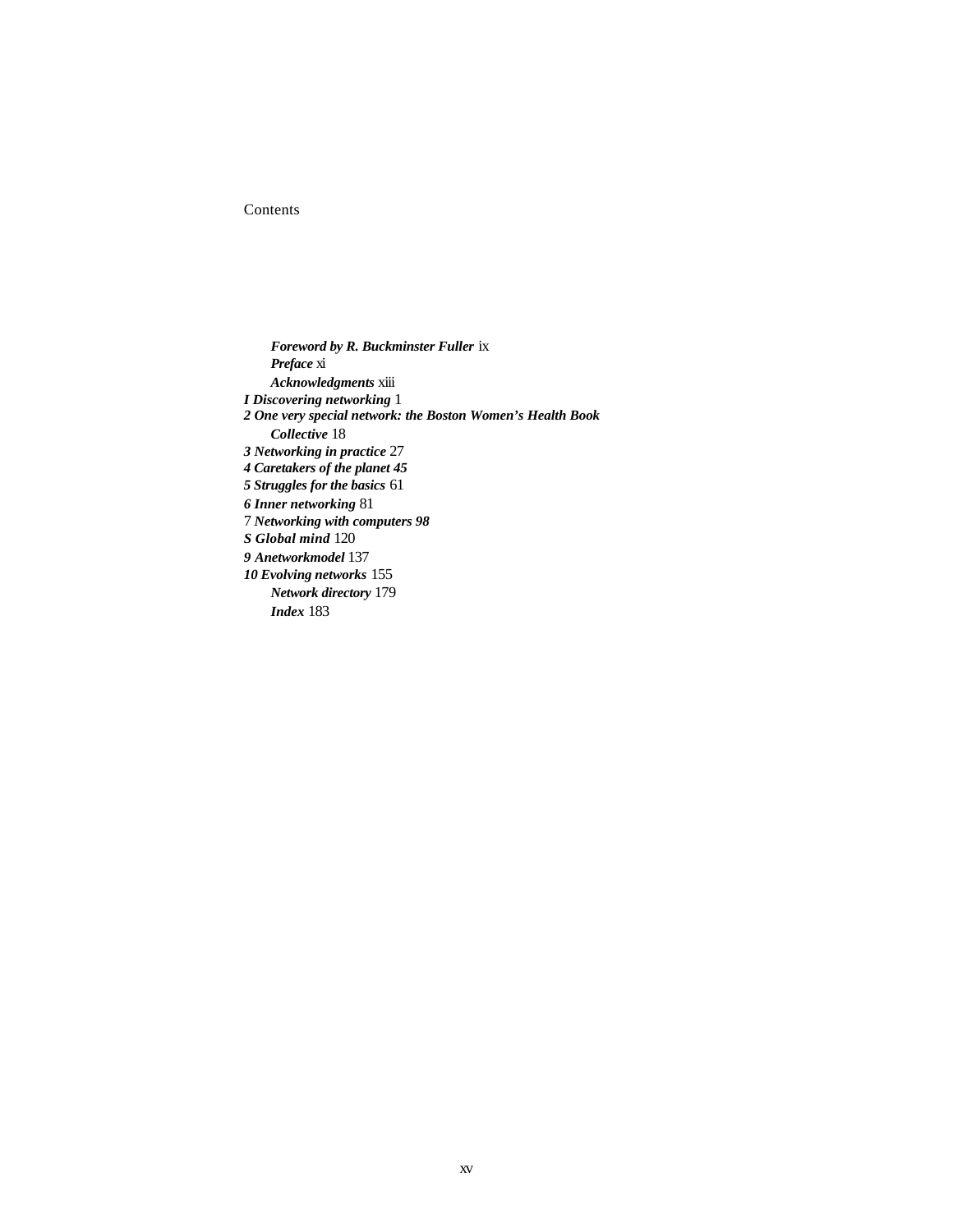# Contents

*Foreword by R. Buckminster Fuller* ix
*Preface* xi
*Acknowledgments* xiii
*I Discovering networking* 1
*2 One very special network: the Boston Women's Health Book Collective* 18
*3 Networking in practice* 27
*4 Caretakers of the planet 45*
*5 Struggles for the basics* 61
*6 Inner networking* 81
7 *Networking with computers 98*
*S Global mind* 120
*9 Anetworkmodel* 137
*10 Evolving networks* 155
*Network directory* 179
*Index* 183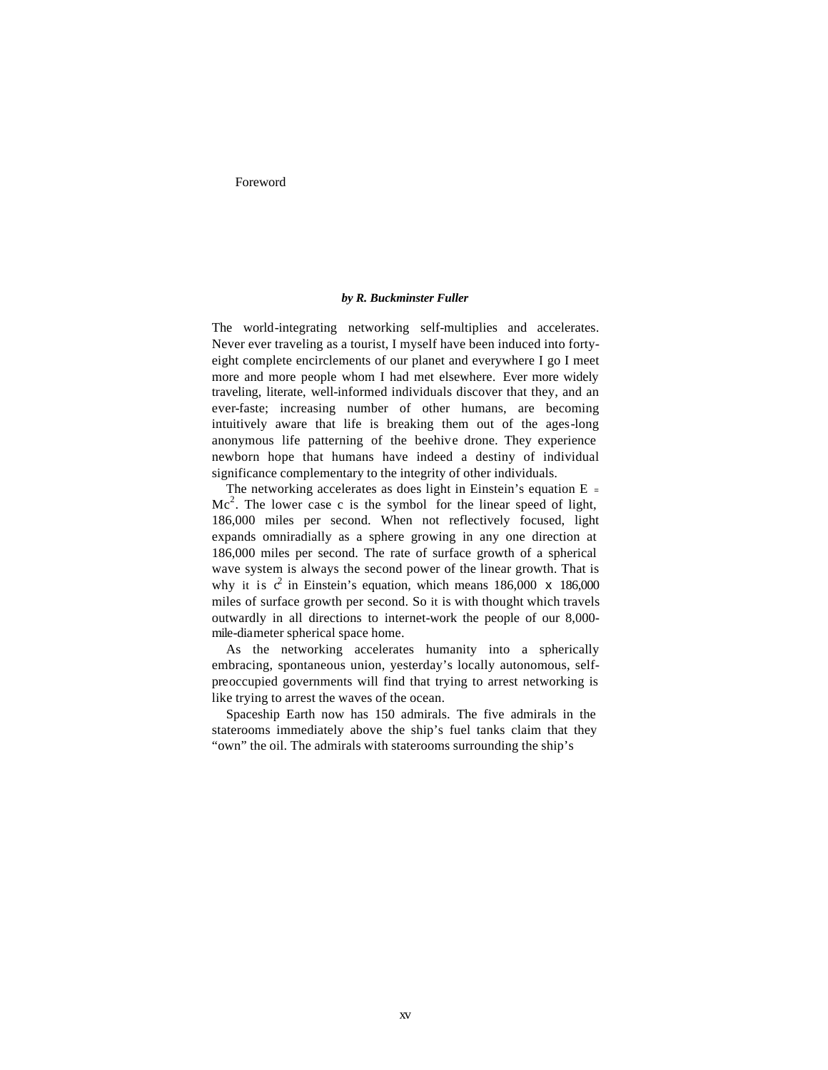# Foreword

***by R. Buckminster Fuller***

The world-integrating networking self-multiplies and accelerates. Never ever traveling as a tourist, I myself have been induced into forty-eight complete encirclements of our planet and everywhere I go I meet more and more people whom I had met elsewhere. Ever more widely traveling, literate, well-informed individuals discover that they, and an ever-faste; increasing number of other humans, are becoming intuitively aware that life is breaking them out of the ages-long anonymous life patterning of the beehive drone. They experience newborn hope that humans have indeed a destiny of individual significance complementary to the integrity of other individuals.

The networking accelerates as does light in Einstein's equation $E = Mc^2$. The lower case c is the symbol for the linear speed of light, 186,000 miles per second. When not reflectively focused, light expands omniradially as a sphere growing in any one direction at 186,000 miles per second. The rate of surface growth of a spherical wave system is always the second power of the linear growth. That is why it is $c^2$ in Einstein's equation, which means 186,000 x 186,000 miles of surface growth per second. So it is with thought which travels outwardly in all directions to internet-work the people of our 8,000-mile-diameter spherical space home.

As the networking accelerates humanity into a spherically embracing, spontaneous union, yesterday's locally autonomous, self-preoccupied governments will find that trying to arrest networking is like trying to arrest the waves of the ocean.

Spaceship Earth now has 150 admirals. The five admirals in the staterooms immediately above the ship's fuel tanks claim that they "own" the oil. The admirals with staterooms surrounding the ship's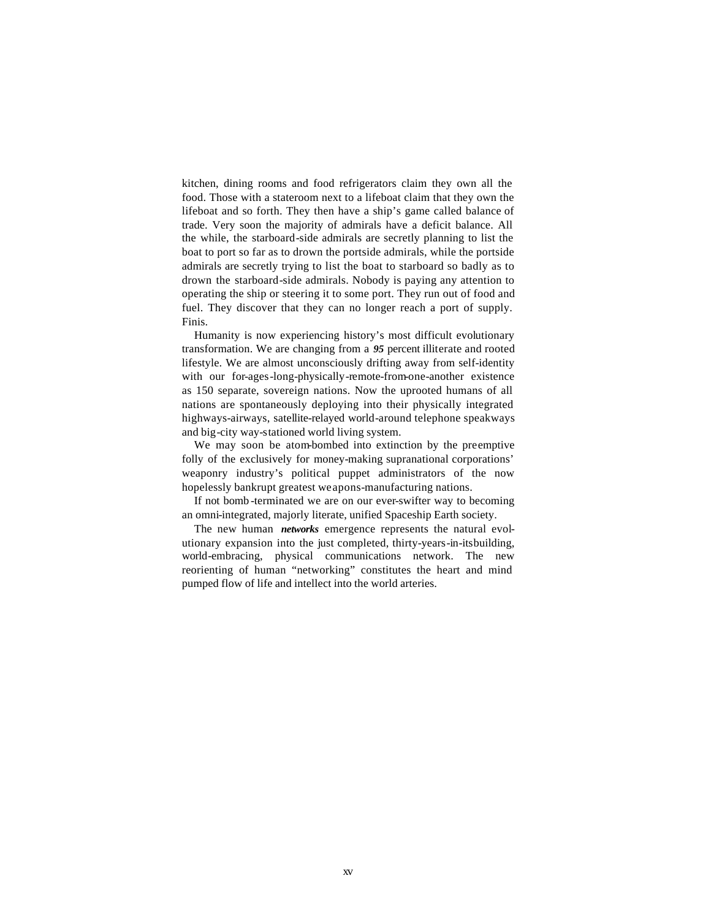kitchen, dining rooms and food refrigerators claim they own all the food. Those with a stateroom next to a lifeboat claim that they own the lifeboat and so forth. They then have a ship's game called balance of trade. Very soon the majority of admirals have a deficit balance. All the while, the starboard-side admirals are secretly planning to list the boat to port so far as to drown the portside admirals, while the portside admirals are secretly trying to list the boat to starboard so badly as to drown the starboard-side admirals. Nobody is paying any attention to operating the ship or steering it to some port. They run out of food and fuel. They discover that they can no longer reach a port of supply. Finis.

Humanity is now experiencing history's most difficult evolutionary transformation. We are changing from a ***95*** percent illiterate and rooted lifestyle. We are almost unconsciously drifting away from self-identity with our for-ages-long-physically-remote-from-one-another existence as 150 separate, sovereign nations. Now the uprooted humans of all nations are spontaneously deploying into their physically integrated highways-airways, satellite-relayed world-around telephone speakways and big-city way-stationed world living system.

We may soon be atom-bombed into extinction by the preemptive folly of the exclusively for money-making supranational corporations' weaponry industry's political puppet administrators of the now hopelessly bankrupt greatest weapons-manufacturing nations.

If not bomb-terminated we are on our ever-swifter way to becoming an omni-integrated, majorly literate, unified Spaceship Earth society.

The new human ***networks*** emergence represents the natural evolutionary expansion into the just completed, thirty-years-in-itsbuilding, world-embracing, physical communications network. The new reorienting of human "networking" constitutes the heart and mind pumped flow of life and intellect into the world arteries.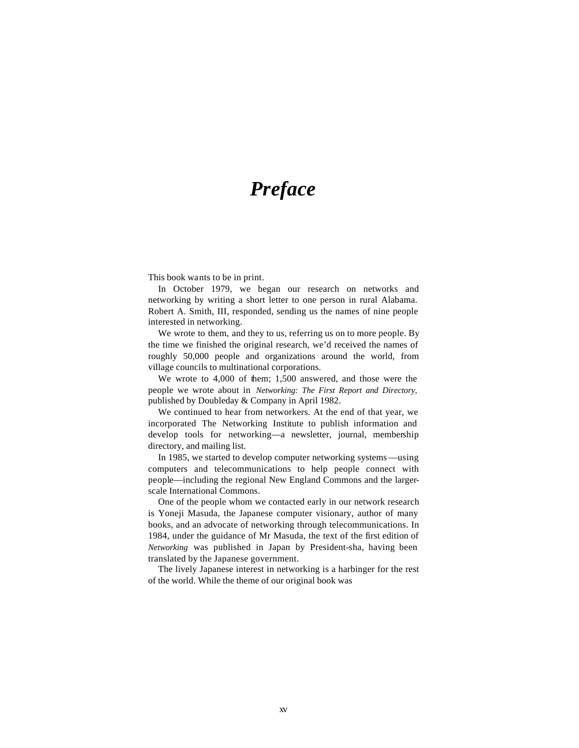# *Preface*

This book wants to be in print.

In October 1979, we began our research on networks and networking by writing a short letter to one person in rural Alabama. Robert A. Smith, III, responded, sending us the names of nine people interested in networking.

We wrote to them, and they to us, referring us on to more people. By the time we finished the original research, we'd received the names of roughly 50,000 people and organizations around the world, from village councils to multinational corporations.

We wrote to 4,000 of them; 1,500 answered, and those were the people we wrote about in *Networking: The First Report and Directory,* published by Doubleday & Company in April 1982.

We continued to hear from networkers. At the end of that year, we incorporated The Networking Institute to publish information and develop tools for networking—a newsletter, journal, membership directory, and mailing list.

In 1985, we started to develop computer networking systems—using computers and telecommunications to help people connect with people—including the regional New England Commons and the larger-scale International Commons.

One of the people whom we contacted early in our network research is Yoneji Masuda, the Japanese computer visionary, author of many books, and an advocate of networking through telecommunications. In 1984, under the guidance of Mr Masuda, the text of the first edition of *Networking* was published in Japan by President-sha, having been translated by the Japanese government.

The lively Japanese interest in networking is a harbinger for the rest of the world. While the theme of our original book was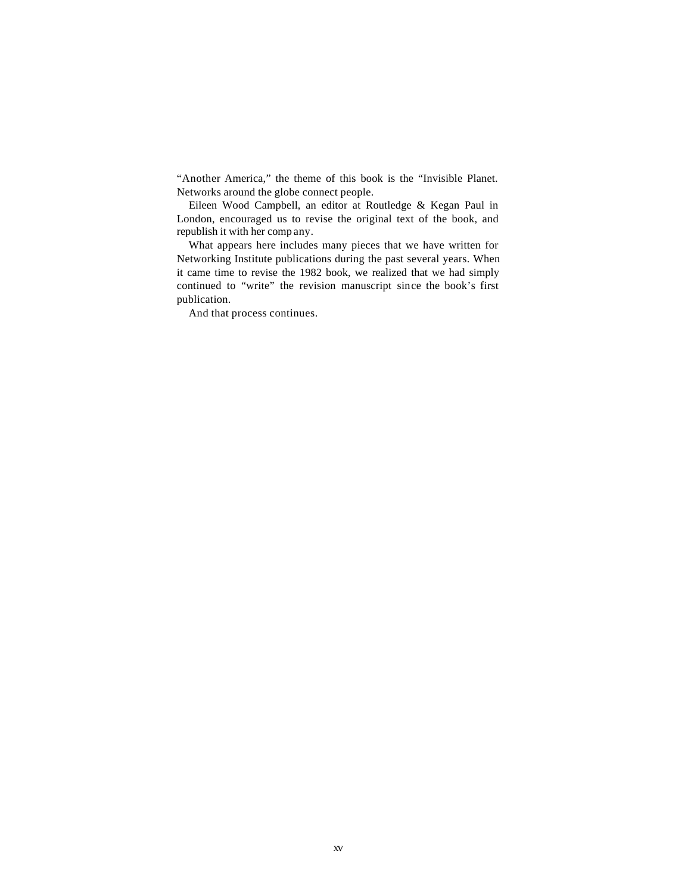"Another America," the theme of this book is the "Invisible Planet. Networks around the globe connect people.

Eileen Wood Campbell, an editor at Routledge & Kegan Paul in London, encouraged us to revise the original text of the book, and republish it with her company.

What appears here includes many pieces that we have written for Networking Institute publications during the past several years. When it came time to revise the 1982 book, we realized that we had simply continued to "write" the revision manuscript since the book's first publication.

And that process continues.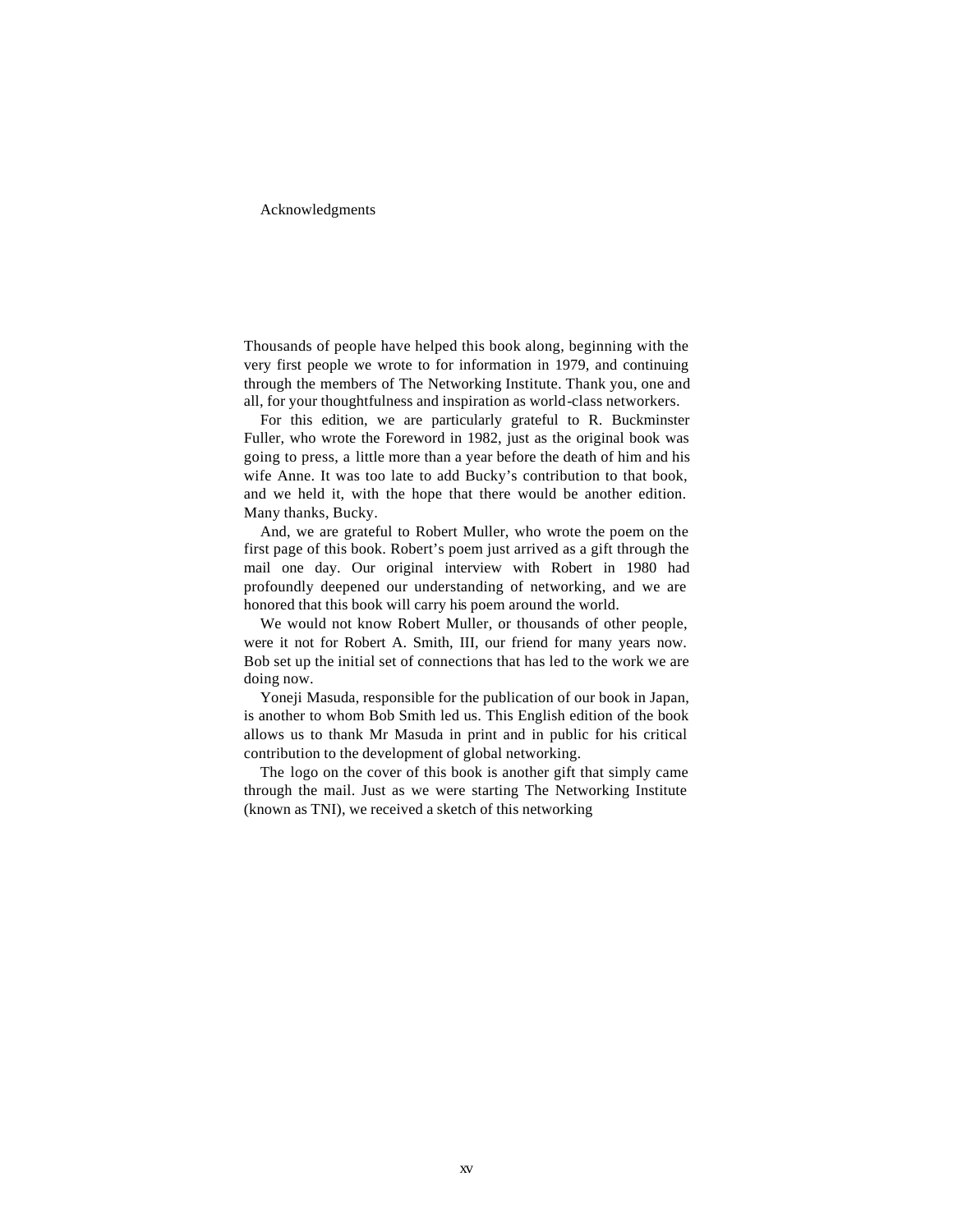# Acknowledgments

Thousands of people have helped this book along, beginning with the very first people we wrote to for information in 1979, and continuing through the members of The Networking Institute. Thank you, one and all, for your thoughtfulness and inspiration as world-class networkers.

For this edition, we are particularly grateful to R. Buckminster Fuller, who wrote the Foreword in 1982, just as the original book was going to press, a little more than a year before the death of him and his wife Anne. It was too late to add Bucky's contribution to that book, and we held it, with the hope that there would be another edition. Many thanks, Bucky.

And, we are grateful to Robert Muller, who wrote the poem on the first page of this book. Robert's poem just arrived as a gift through the mail one day. Our original interview with Robert in 1980 had profoundly deepened our understanding of networking, and we are honored that this book will carry his poem around the world.

We would not know Robert Muller, or thousands of other people, were it not for Robert A. Smith, III, our friend for many years now. Bob set up the initial set of connections that has led to the work we are doing now.

Yoneji Masuda, responsible for the publication of our book in Japan, is another to whom Bob Smith led us. This English edition of the book allows us to thank Mr Masuda in print and in public for his critical contribution to the development of global networking.

The logo on the cover of this book is another gift that simply came through the mail. Just as we were starting The Networking Institute (known as TNI), we received a sketch of this networking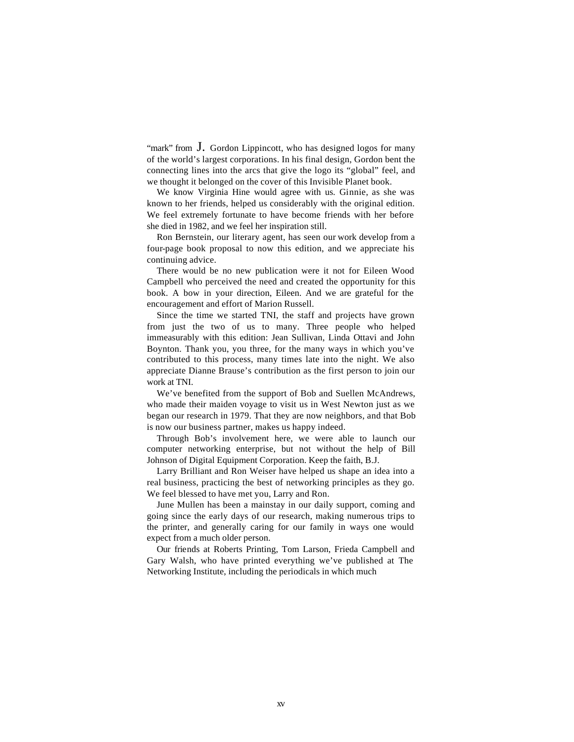"mark" from J. Gordon Lippincott, who has designed logos for many of the world's largest corporations. In his final design, Gordon bent the connecting lines into the arcs that give the logo its "global" feel, and we thought it belonged on the cover of this Invisible Planet book.

We know Virginia Hine would agree with us. Ginnie, as she was known to her friends, helped us considerably with the original edition. We feel extremely fortunate to have become friends with her before she died in 1982, and we feel her inspiration still.

Ron Bernstein, our literary agent, has seen our work develop from a four-page book proposal to now this edition, and we appreciate his continuing advice.

There would be no new publication were it not for Eileen Wood Campbell who perceived the need and created the opportunity for this book. A bow in your direction, Eileen. And we are grateful for the encouragement and effort of Marion Russell.

Since the time we started TNI, the staff and projects have grown from just the two of us to many. Three people who helped immeasurably with this edition: Jean Sullivan, Linda Ottavi and John Boynton. Thank you, you three, for the many ways in which you've contributed to this process, many times late into the night. We also appreciate Dianne Brause's contribution as the first person to join our work at TNI.

We've benefited from the support of Bob and Suellen McAndrews, who made their maiden voyage to visit us in West Newton just as we began our research in 1979. That they are now neighbors, and that Bob is now our business partner, makes us happy indeed.

Through Bob's involvement here, we were able to launch our computer networking enterprise, but not without the help of Bill Johnson of Digital Equipment Corporation. Keep the faith, B.J.

Larry Brilliant and Ron Weiser have helped us shape an idea into a real business, practicing the best of networking principles as they go. We feel blessed to have met you, Larry and Ron.

June Mullen has been a mainstay in our daily support, coming and going since the early days of our research, making numerous trips to the printer, and generally caring for our family in ways one would expect from a much older person.

Our friends at Roberts Printing, Tom Larson, Frieda Campbell and Gary Walsh, who have printed everything we've published at The Networking Institute, including the periodicals in which much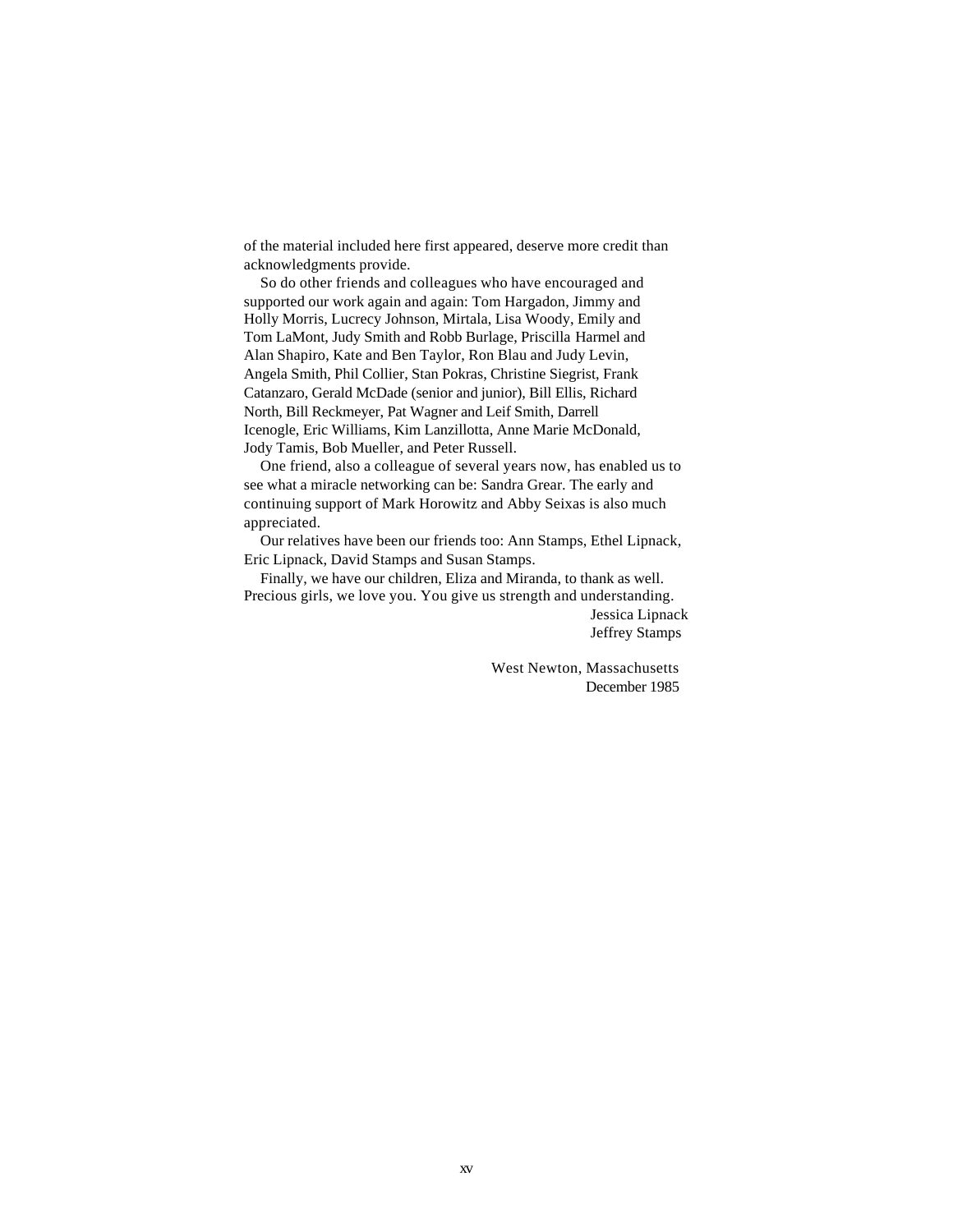of the material included here first appeared, deserve more credit than acknowledgments provide.

So do other friends and colleagues who have encouraged and supported our work again and again: Tom Hargadon, Jimmy and Holly Morris, Lucrecy Johnson, Mirtala, Lisa Woody, Emily and Tom LaMont, Judy Smith and Robb Burlage, Priscilla Harmel and Alan Shapiro, Kate and Ben Taylor, Ron Blau and Judy Levin, Angela Smith, Phil Collier, Stan Pokras, Christine Siegrist, Frank Catanzaro, Gerald McDade (senior and junior), Bill Ellis, Richard North, Bill Reckmeyer, Pat Wagner and Leif Smith, Darrell Icenogle, Eric Williams, Kim Lanzillotta, Anne Marie McDonald, Jody Tamis, Bob Mueller, and Peter Russell.

One friend, also a colleague of several years now, has enabled us to see what a miracle networking can be: Sandra Grear. The early and continuing support of Mark Horowitz and Abby Seixas is also much appreciated.

Our relatives have been our friends too: Ann Stamps, Ethel Lipnack, Eric Lipnack, David Stamps and Susan Stamps.

Finally, we have our children, Eliza and Miranda, to thank as well. Precious girls, we love you. You give us strength and understanding.

Jessica Lipnack
Jeffrey Stamps

West Newton, Massachusetts
December 1985